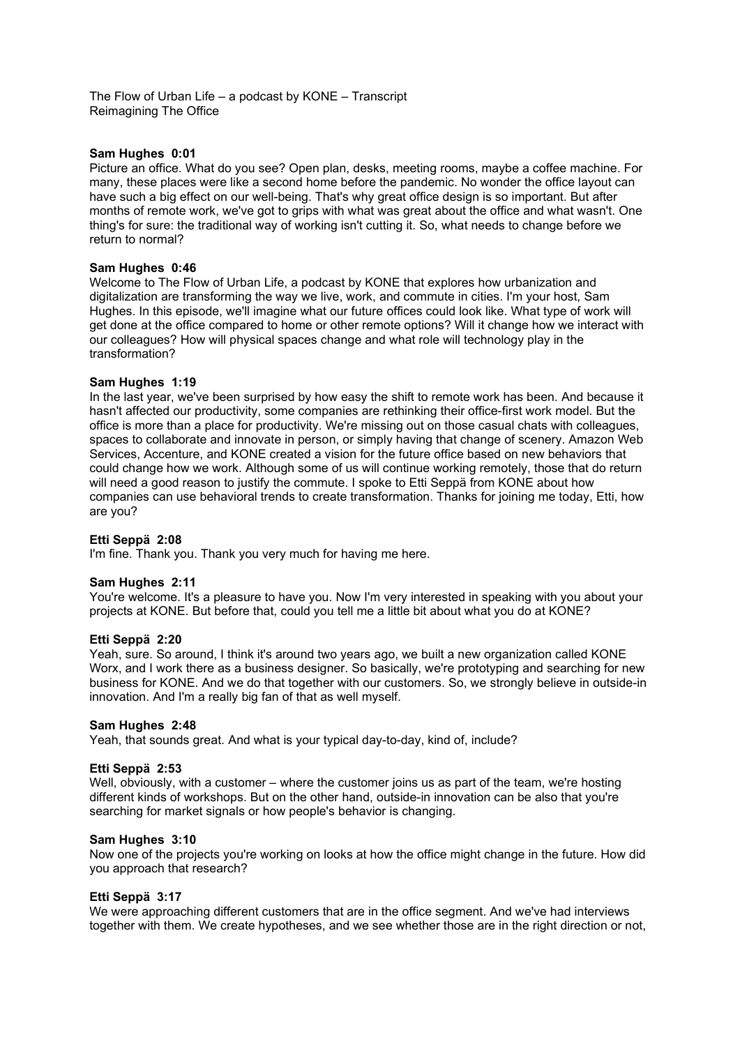The Flow of Urban Life – a podcast by KONE – Transcript
Reimagining The Office

**Sam Hughes 0:01**
Picture an office. What do you see? Open plan, desks, meeting rooms, maybe a coffee machine. For many, these places were like a second home before the pandemic. No wonder the office layout can have such a big effect on our well-being. That's why great office design is so important. But after months of remote work, we've got to grips with what was great about the office and what wasn't. One thing's for sure: the traditional way of working isn't cutting it. So, what needs to change before we return to normal?

**Sam Hughes 0:46**
Welcome to The Flow of Urban Life, a podcast by KONE that explores how urbanization and digitalization are transforming the way we live, work, and commute in cities. I'm your host, Sam Hughes. In this episode, we'll imagine what our future offices could look like. What type of work will get done at the office compared to home or other remote options? Will it change how we interact with our colleagues? How will physical spaces change and what role will technology play in the transformation?

**Sam Hughes 1:19**
In the last year, we've been surprised by how easy the shift to remote work has been. And because it hasn't affected our productivity, some companies are rethinking their office-first work model. But the office is more than a place for productivity. We're missing out on those casual chats with colleagues, spaces to collaborate and innovate in person, or simply having that change of scenery. Amazon Web Services, Accenture, and KONE created a vision for the future office based on new behaviors that could change how we work. Although some of us will continue working remotely, those that do return will need a good reason to justify the commute. I spoke to Etti Seppä from KONE about how companies can use behavioral trends to create transformation. Thanks for joining me today, Etti, how are you?

**Etti Seppä 2:08**
I'm fine. Thank you. Thank you very much for having me here.

**Sam Hughes 2:11**
You're welcome. It's a pleasure to have you. Now I'm very interested in speaking with you about your projects at KONE. But before that, could you tell me a little bit about what you do at KONE?

**Etti Seppä 2:20**
Yeah, sure. So around, I think it's around two years ago, we built a new organization called KONE Worx, and I work there as a business designer. So basically, we're prototyping and searching for new business for KONE. And we do that together with our customers. So, we strongly believe in outside-in innovation. And I'm a really big fan of that as well myself.

**Sam Hughes 2:48**
Yeah, that sounds great. And what is your typical day-to-day, kind of, include?

**Etti Seppä 2:53**
Well, obviously, with a customer – where the customer joins us as part of the team, we're hosting different kinds of workshops. But on the other hand, outside-in innovation can be also that you're searching for market signals or how people's behavior is changing.

**Sam Hughes 3:10**
Now one of the projects you're working on looks at how the office might change in the future. How did you approach that research?

**Etti Seppä 3:17**
We were approaching different customers that are in the office segment. And we've had interviews together with them. We create hypotheses, and we see whether those are in the right direction or not,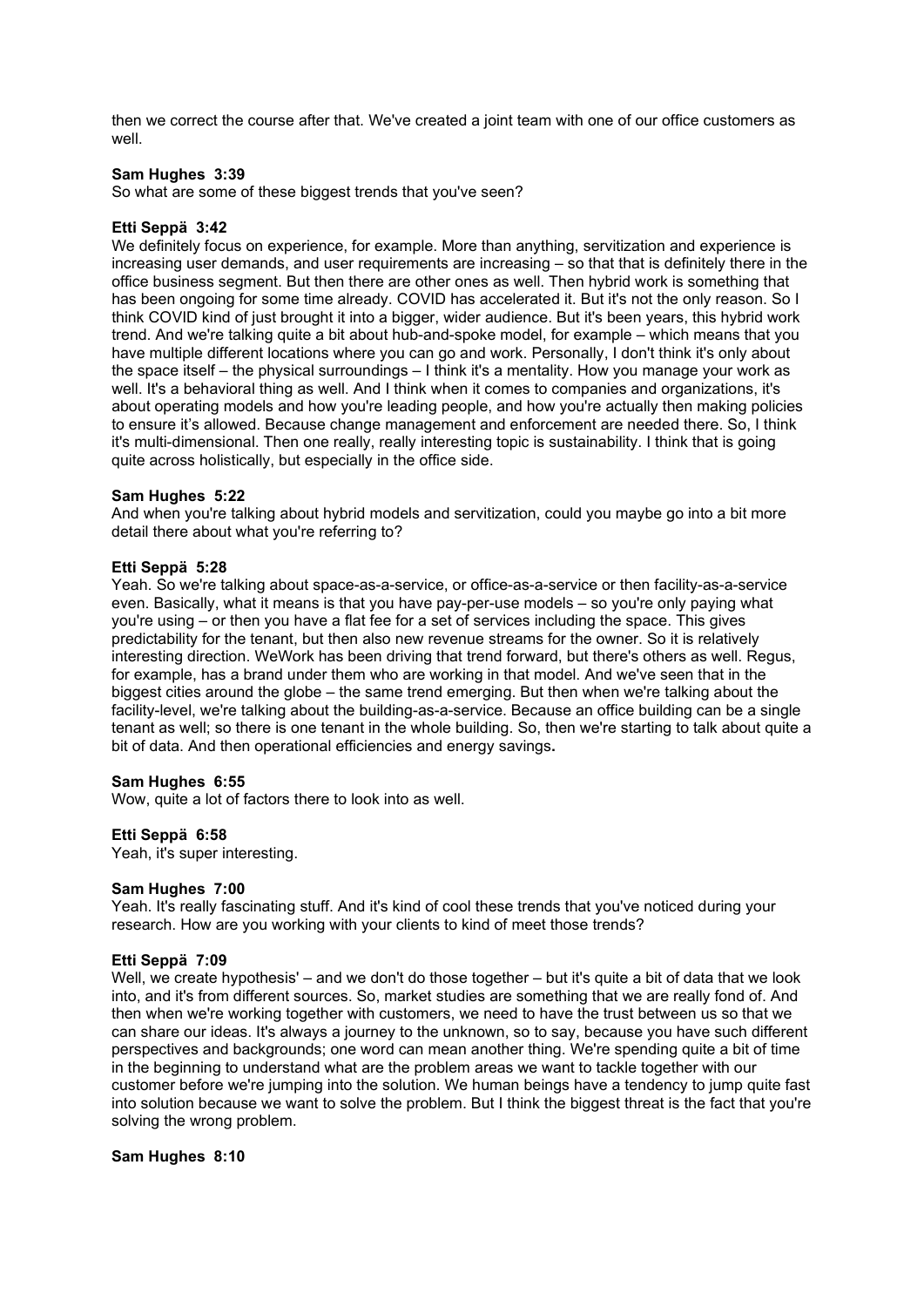then we correct the course after that. We've created a joint team with one of our office customers as well.

**Sam Hughes 3:39**
So what are some of these biggest trends that you've seen?

**Etti Seppä 3:42**
We definitely focus on experience, for example. More than anything, servitization and experience is increasing user demands, and user requirements are increasing – so that that is definitely there in the office business segment. But then there are other ones as well. Then hybrid work is something that has been ongoing for some time already. COVID has accelerated it. But it's not the only reason. So I think COVID kind of just brought it into a bigger, wider audience. But it's been years, this hybrid work trend. And we're talking quite a bit about hub-and-spoke model, for example – which means that you have multiple different locations where you can go and work. Personally, I don't think it's only about the space itself – the physical surroundings – I think it's a mentality. How you manage your work as well. It's a behavioral thing as well. And I think when it comes to companies and organizations, it's about operating models and how you're leading people, and how you're actually then making policies to ensure it's allowed. Because change management and enforcement are needed there. So, I think it's multi-dimensional. Then one really, really interesting topic is sustainability. I think that is going quite across holistically, but especially in the office side.

**Sam Hughes 5:22**
And when you're talking about hybrid models and servitization, could you maybe go into a bit more detail there about what you're referring to?

**Etti Seppä 5:28**
Yeah. So we're talking about space-as-a-service, or office-as-a-service or then facility-as-a-service even. Basically, what it means is that you have pay-per-use models – so you're only paying what you're using – or then you have a flat fee for a set of services including the space. This gives predictability for the tenant, but then also new revenue streams for the owner. So it is relatively interesting direction. WeWork has been driving that trend forward, but there's others as well. Regus, for example, has a brand under them who are working in that model. And we've seen that in the biggest cities around the globe – the same trend emerging. But then when we're talking about the facility-level, we're talking about the building-as-a-service. Because an office building can be a single tenant as well; so there is one tenant in the whole building. So, then we're starting to talk about quite a bit of data. And then operational efficiencies and energy savings.

**Sam Hughes 6:55**
Wow, quite a lot of factors there to look into as well.

**Etti Seppä 6:58**
Yeah, it's super interesting.

**Sam Hughes 7:00**
Yeah. It's really fascinating stuff. And it's kind of cool these trends that you've noticed during your research. How are you working with your clients to kind of meet those trends?

**Etti Seppä 7:09**
Well, we create hypothesis' – and we don't do those together – but it's quite a bit of data that we look into, and it's from different sources. So, market studies are something that we are really fond of. And then when we're working together with customers, we need to have the trust between us so that we can share our ideas. It's always a journey to the unknown, so to say, because you have such different perspectives and backgrounds; one word can mean another thing. We're spending quite a bit of time in the beginning to understand what are the problem areas we want to tackle together with our customer before we're jumping into the solution. We human beings have a tendency to jump quite fast into solution because we want to solve the problem. But I think the biggest threat is the fact that you're solving the wrong problem.

**Sam Hughes 8:10**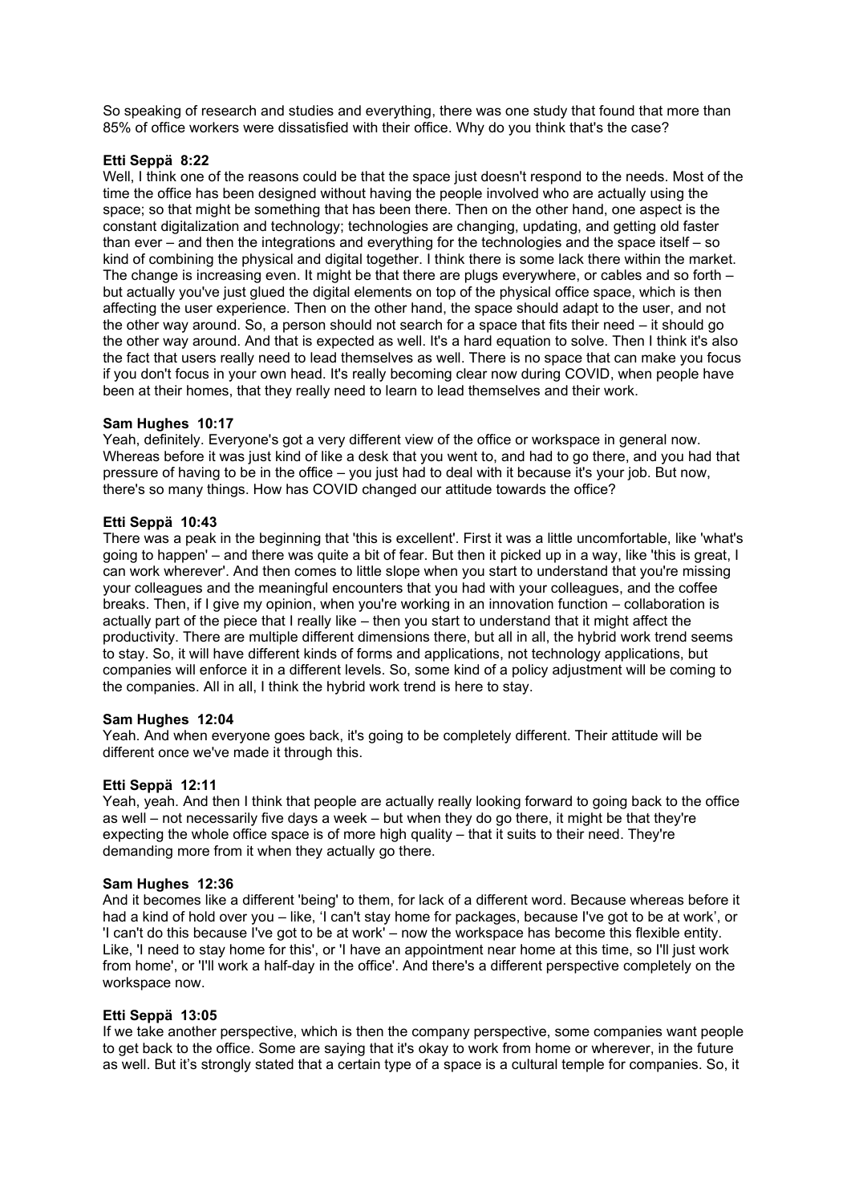So speaking of research and studies and everything, there was one study that found that more than 85% of office workers were dissatisfied with their office. Why do you think that's the case?

**Etti Seppä 8:22**
Well, I think one of the reasons could be that the space just doesn't respond to the needs. Most of the time the office has been designed without having the people involved who are actually using the space; so that might be something that has been there. Then on the other hand, one aspect is the constant digitalization and technology; technologies are changing, updating, and getting old faster than ever – and then the integrations and everything for the technologies and the space itself – so kind of combining the physical and digital together. I think there is some lack there within the market. The change is increasing even. It might be that there are plugs everywhere, or cables and so forth – but actually you've just glued the digital elements on top of the physical office space, which is then affecting the user experience. Then on the other hand, the space should adapt to the user, and not the other way around. So, a person should not search for a space that fits their need – it should go the other way around. And that is expected as well. It's a hard equation to solve. Then I think it's also the fact that users really need to lead themselves as well. There is no space that can make you focus if you don't focus in your own head. It's really becoming clear now during COVID, when people have been at their homes, that they really need to learn to lead themselves and their work.

**Sam Hughes 10:17**
Yeah, definitely. Everyone's got a very different view of the office or workspace in general now. Whereas before it was just kind of like a desk that you went to, and had to go there, and you had that pressure of having to be in the office – you just had to deal with it because it's your job. But now, there's so many things. How has COVID changed our attitude towards the office?

**Etti Seppä 10:43**
There was a peak in the beginning that 'this is excellent'. First it was a little uncomfortable, like 'what's going to happen' – and there was quite a bit of fear. But then it picked up in a way, like 'this is great, I can work wherever'. And then comes to little slope when you start to understand that you're missing your colleagues and the meaningful encounters that you had with your colleagues, and the coffee breaks. Then, if I give my opinion, when you're working in an innovation function – collaboration is actually part of the piece that I really like – then you start to understand that it might affect the productivity. There are multiple different dimensions there, but all in all, the hybrid work trend seems to stay. So, it will have different kinds of forms and applications, not technology applications, but companies will enforce it in a different levels. So, some kind of a policy adjustment will be coming to the companies. All in all, I think the hybrid work trend is here to stay.

**Sam Hughes 12:04**
Yeah. And when everyone goes back, it's going to be completely different. Their attitude will be different once we've made it through this.

**Etti Seppä 12:11**
Yeah, yeah. And then I think that people are actually really looking forward to going back to the office as well – not necessarily five days a week – but when they do go there, it might be that they're expecting the whole office space is of more high quality – that it suits to their need. They're demanding more from it when they actually go there.

**Sam Hughes 12:36**
And it becomes like a different 'being' to them, for lack of a different word. Because whereas before it had a kind of hold over you – like, 'I can't stay home for packages, because I've got to be at work', or 'I can't do this because I've got to be at work' – now the workspace has become this flexible entity. Like, 'I need to stay home for this', or 'I have an appointment near home at this time, so I'll just work from home', or 'I'll work a half-day in the office'. And there's a different perspective completely on the workspace now.

**Etti Seppä 13:05**
If we take another perspective, which is then the company perspective, some companies want people to get back to the office. Some are saying that it's okay to work from home or wherever, in the future as well. But it's strongly stated that a certain type of a space is a cultural temple for companies. So, it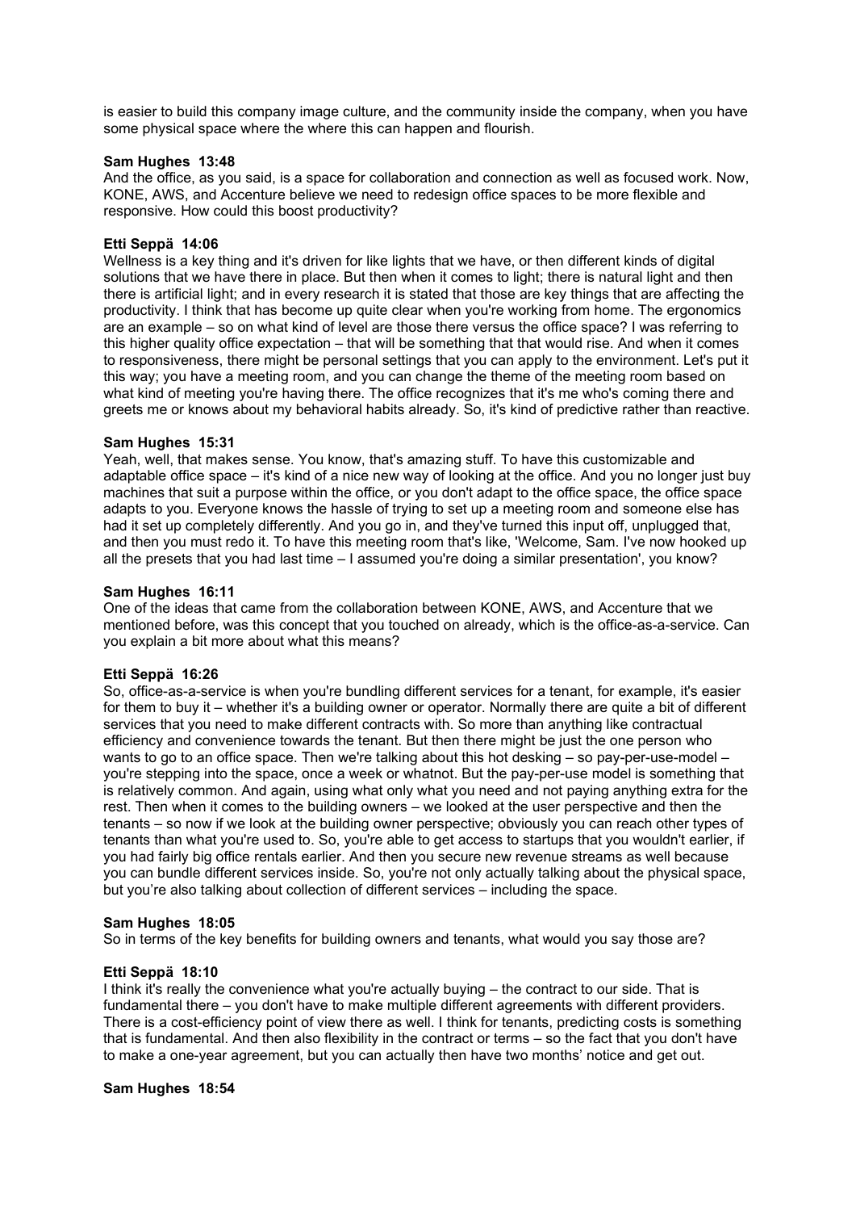is easier to build this company image culture, and the community inside the company, when you have some physical space where the where this can happen and flourish.

**Sam Hughes 13:48**
And the office, as you said, is a space for collaboration and connection as well as focused work. Now, KONE, AWS, and Accenture believe we need to redesign office spaces to be more flexible and responsive. How could this boost productivity?

**Etti Seppä 14:06**
Wellness is a key thing and it's driven for like lights that we have, or then different kinds of digital solutions that we have there in place. But then when it comes to light; there is natural light and then there is artificial light; and in every research it is stated that those are key things that are affecting the productivity. I think that has become up quite clear when you're working from home. The ergonomics are an example – so on what kind of level are those there versus the office space? I was referring to this higher quality office expectation – that will be something that that would rise. And when it comes to responsiveness, there might be personal settings that you can apply to the environment. Let's put it this way; you have a meeting room, and you can change the theme of the meeting room based on what kind of meeting you're having there. The office recognizes that it's me who's coming there and greets me or knows about my behavioral habits already. So, it's kind of predictive rather than reactive.

**Sam Hughes 15:31**
Yeah, well, that makes sense. You know, that's amazing stuff. To have this customizable and adaptable office space – it's kind of a nice new way of looking at the office. And you no longer just buy machines that suit a purpose within the office, or you don't adapt to the office space, the office space adapts to you. Everyone knows the hassle of trying to set up a meeting room and someone else has had it set up completely differently. And you go in, and they've turned this input off, unplugged that, and then you must redo it. To have this meeting room that's like, 'Welcome, Sam. I've now hooked up all the presets that you had last time – I assumed you're doing a similar presentation', you know?

**Sam Hughes 16:11**
One of the ideas that came from the collaboration between KONE, AWS, and Accenture that we mentioned before, was this concept that you touched on already, which is the office-as-a-service. Can you explain a bit more about what this means?

**Etti Seppä 16:26**
So, office-as-a-service is when you're bundling different services for a tenant, for example, it's easier for them to buy it – whether it's a building owner or operator. Normally there are quite a bit of different services that you need to make different contracts with. So more than anything like contractual efficiency and convenience towards the tenant. But then there might be just the one person who wants to go to an office space. Then we're talking about this hot desking – so pay-per-use-model – you're stepping into the space, once a week or whatnot. But the pay-per-use model is something that is relatively common. And again, using what only what you need and not paying anything extra for the rest. Then when it comes to the building owners – we looked at the user perspective and then the tenants – so now if we look at the building owner perspective; obviously you can reach other types of tenants than what you're used to. So, you're able to get access to startups that you wouldn't earlier, if you had fairly big office rentals earlier. And then you secure new revenue streams as well because you can bundle different services inside. So, you're not only actually talking about the physical space, but you're also talking about collection of different services – including the space.

**Sam Hughes 18:05**
So in terms of the key benefits for building owners and tenants, what would you say those are?

**Etti Seppä 18:10**
I think it's really the convenience what you're actually buying – the contract to our side. That is fundamental there – you don't have to make multiple different agreements with different providers. There is a cost-efficiency point of view there as well. I think for tenants, predicting costs is something that is fundamental. And then also flexibility in the contract or terms – so the fact that you don't have to make a one-year agreement, but you can actually then have two months' notice and get out.

**Sam Hughes 18:54**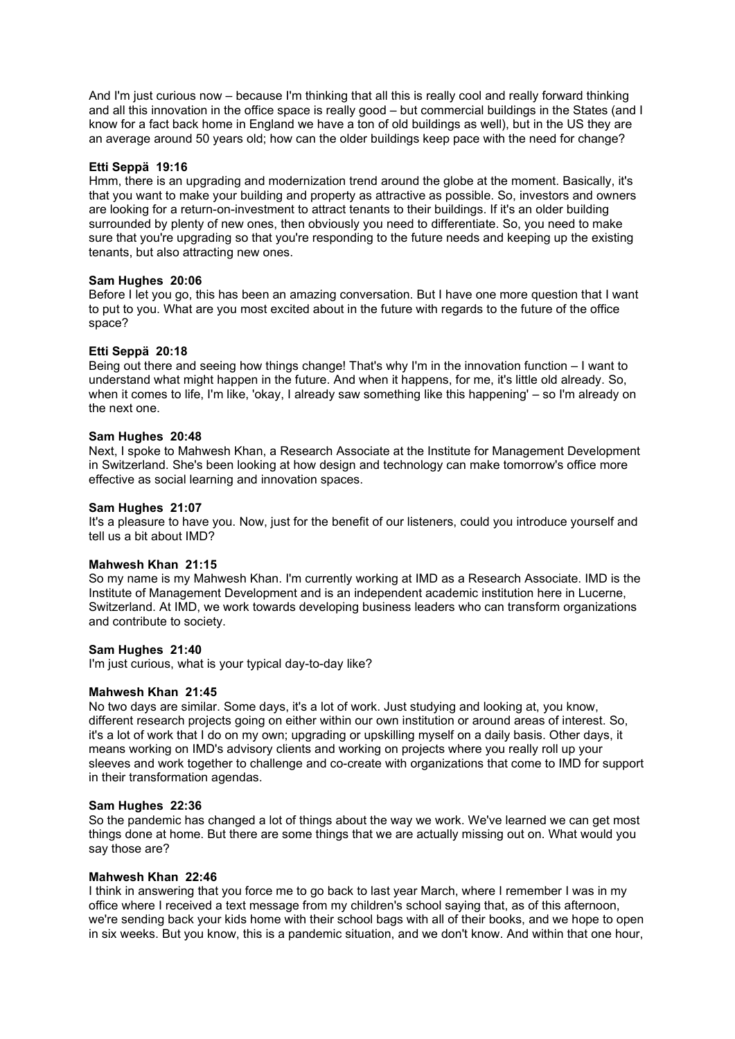And I'm just curious now – because I'm thinking that all this is really cool and really forward thinking and all this innovation in the office space is really good – but commercial buildings in the States (and I know for a fact back home in England we have a ton of old buildings as well), but in the US they are an average around 50 years old; how can the older buildings keep pace with the need for change?

**Etti Seppä 19:16**
Hmm, there is an upgrading and modernization trend around the globe at the moment. Basically, it's that you want to make your building and property as attractive as possible. So, investors and owners are looking for a return-on-investment to attract tenants to their buildings. If it's an older building surrounded by plenty of new ones, then obviously you need to differentiate. So, you need to make sure that you're upgrading so that you're responding to the future needs and keeping up the existing tenants, but also attracting new ones.

**Sam Hughes 20:06**
Before I let you go, this has been an amazing conversation. But I have one more question that I want to put to you. What are you most excited about in the future with regards to the future of the office space?

**Etti Seppä 20:18**
Being out there and seeing how things change! That's why I'm in the innovation function – I want to understand what might happen in the future. And when it happens, for me, it's little old already. So, when it comes to life, I'm like, 'okay, I already saw something like this happening' – so I'm already on the next one.

**Sam Hughes 20:48**
Next, I spoke to Mahwesh Khan, a Research Associate at the Institute for Management Development in Switzerland. She's been looking at how design and technology can make tomorrow's office more effective as social learning and innovation spaces.

**Sam Hughes 21:07**
It's a pleasure to have you. Now, just for the benefit of our listeners, could you introduce yourself and tell us a bit about IMD?

**Mahwesh Khan 21:15**
So my name is my Mahwesh Khan. I'm currently working at IMD as a Research Associate. IMD is the Institute of Management Development and is an independent academic institution here in Lucerne, Switzerland. At IMD, we work towards developing business leaders who can transform organizations and contribute to society.

**Sam Hughes 21:40**
I'm just curious, what is your typical day-to-day like?

**Mahwesh Khan 21:45**
No two days are similar. Some days, it's a lot of work. Just studying and looking at, you know, different research projects going on either within our own institution or around areas of interest. So, it's a lot of work that I do on my own; upgrading or upskilling myself on a daily basis. Other days, it means working on IMD's advisory clients and working on projects where you really roll up your sleeves and work together to challenge and co-create with organizations that come to IMD for support in their transformation agendas.

**Sam Hughes 22:36**
So the pandemic has changed a lot of things about the way we work. We've learned we can get most things done at home. But there are some things that we are actually missing out on. What would you say those are?

**Mahwesh Khan 22:46**
I think in answering that you force me to go back to last year March, where I remember I was in my office where I received a text message from my children's school saying that, as of this afternoon, we're sending back your kids home with their school bags with all of their books, and we hope to open in six weeks. But you know, this is a pandemic situation, and we don't know. And within that one hour,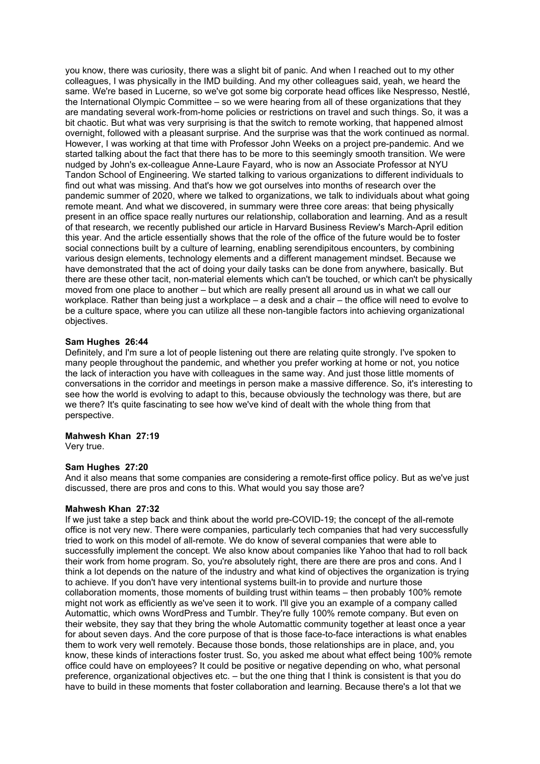you know, there was curiosity, there was a slight bit of panic. And when I reached out to my other colleagues, I was physically in the IMD building. And my other colleagues said, yeah, we heard the same. We're based in Lucerne, so we've got some big corporate head offices like Nespresso, Nestlé, the International Olympic Committee – so we were hearing from all of these organizations that they are mandating several work-from-home policies or restrictions on travel and such things. So, it was a bit chaotic. But what was very surprising is that the switch to remote working, that happened almost overnight, followed with a pleasant surprise. And the surprise was that the work continued as normal. However, I was working at that time with Professor John Weeks on a project pre-pandemic. And we started talking about the fact that there has to be more to this seemingly smooth transition. We were nudged by John's ex-colleague Anne-Laure Fayard, who is now an Associate Professor at NYU Tandon School of Engineering. We started talking to various organizations to different individuals to find out what was missing. And that's how we got ourselves into months of research over the pandemic summer of 2020, where we talked to organizations, we talk to individuals about what going remote meant. And what we discovered, in summary were three core areas: that being physically present in an office space really nurtures our relationship, collaboration and learning. And as a result of that research, we recently published our article in Harvard Business Review's March-April edition this year. And the article essentially shows that the role of the office of the future would be to foster social connections built by a culture of learning, enabling serendipitous encounters, by combining various design elements, technology elements and a different management mindset. Because we have demonstrated that the act of doing your daily tasks can be done from anywhere, basically. But there are these other tacit, non-material elements which can't be touched, or which can't be physically moved from one place to another – but which are really present all around us in what we call our workplace. Rather than being just a workplace – a desk and a chair – the office will need to evolve to be a culture space, where you can utilize all these non-tangible factors into achieving organizational objectives.

**Sam Hughes 26:44**
Definitely, and I'm sure a lot of people listening out there are relating quite strongly. I've spoken to many people throughout the pandemic, and whether you prefer working at home or not, you notice the lack of interaction you have with colleagues in the same way. And just those little moments of conversations in the corridor and meetings in person make a massive difference. So, it's interesting to see how the world is evolving to adapt to this, because obviously the technology was there, but are we there? It's quite fascinating to see how we've kind of dealt with the whole thing from that perspective.

**Mahwesh Khan 27:19**
Very true.

**Sam Hughes 27:20**
And it also means that some companies are considering a remote-first office policy. But as we've just discussed, there are pros and cons to this. What would you say those are?

**Mahwesh Khan 27:32**
If we just take a step back and think about the world pre-COVID-19; the concept of the all-remote office is not very new. There were companies, particularly tech companies that had very successfully tried to work on this model of all-remote. We do know of several companies that were able to successfully implement the concept. We also know about companies like Yahoo that had to roll back their work from home program. So, you're absolutely right, there are there are pros and cons. And I think a lot depends on the nature of the industry and what kind of objectives the organization is trying to achieve. If you don't have very intentional systems built-in to provide and nurture those collaboration moments, those moments of building trust within teams – then probably 100% remote might not work as efficiently as we've seen it to work. I'll give you an example of a company called Automattic, which owns WordPress and Tumblr. They're fully 100% remote company. But even on their website, they say that they bring the whole Automattic community together at least once a year for about seven days. And the core purpose of that is those face-to-face interactions is what enables them to work very well remotely. Because those bonds, those relationships are in place, and, you know, these kinds of interactions foster trust. So, you asked me about what effect being 100% remote office could have on employees? It could be positive or negative depending on who, what personal preference, organizational objectives etc. – but the one thing that I think is consistent is that you do have to build in these moments that foster collaboration and learning. Because there's a lot that we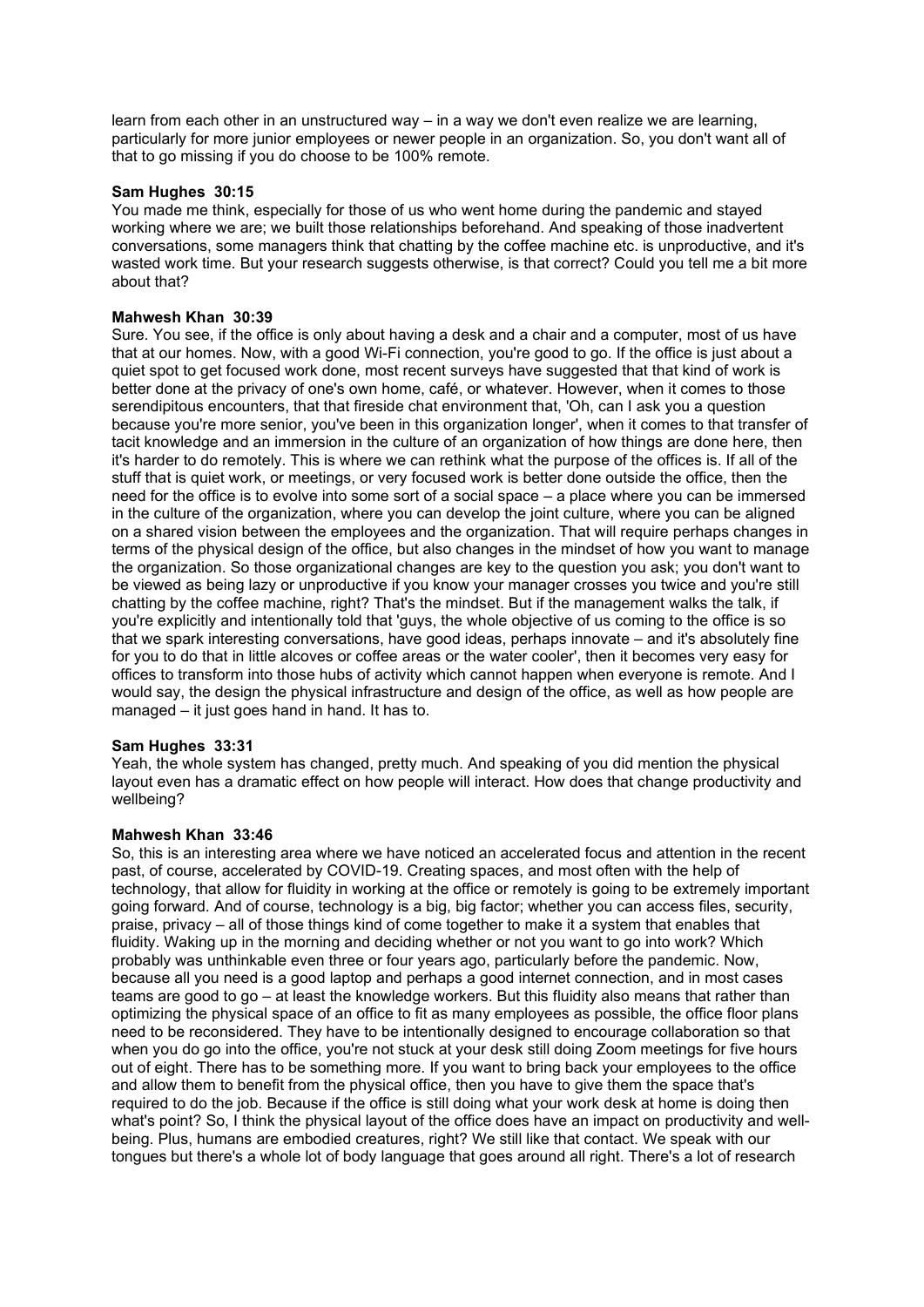learn from each other in an unstructured way – in a way we don't even realize we are learning, particularly for more junior employees or newer people in an organization. So, you don't want all of that to go missing if you do choose to be 100% remote.

**Sam Hughes 30:15**
You made me think, especially for those of us who went home during the pandemic and stayed working where we are; we built those relationships beforehand. And speaking of those inadvertent conversations, some managers think that chatting by the coffee machine etc. is unproductive, and it's wasted work time. But your research suggests otherwise, is that correct? Could you tell me a bit more about that?

**Mahwesh Khan 30:39**
Sure. You see, if the office is only about having a desk and a chair and a computer, most of us have that at our homes. Now, with a good Wi-Fi connection, you're good to go. If the office is just about a quiet spot to get focused work done, most recent surveys have suggested that that kind of work is better done at the privacy of one's own home, café, or whatever. However, when it comes to those serendipitous encounters, that that fireside chat environment that, 'Oh, can I ask you a question because you're more senior, you've been in this organization longer', when it comes to that transfer of tacit knowledge and an immersion in the culture of an organization of how things are done here, then it's harder to do remotely. This is where we can rethink what the purpose of the offices is. If all of the stuff that is quiet work, or meetings, or very focused social work is better done outside the office, then the need for the office is to evolve into some sort of a social space – a place where you can be immersed in the culture of the organization, where you can develop the joint culture, where you can be aligned on a shared vision between the employees and the organization. That will require perhaps changes in terms of the physical design of the office, but also changes in the mindset of how you want to manage the organization. So those organizational changes are key to the question you ask; you don't want to be viewed as being lazy or unproductive if you know your manager crosses you twice and you're still chatting by the coffee machine, right? That's the mindset. But if the management walks the talk, if you're explicitly and intentionally told that 'guys, the whole objective of us coming to the office is so that we spark interesting conversations, have good ideas, perhaps innovate – and it's absolutely fine for you to do that in little alcoves or coffee areas or the water cooler', then it becomes very easy for offices to transform into those hubs of activity which cannot happen when everyone is remote. And I would say, the design the physical infrastructure and design of the office, as well as how people are managed – it just goes hand in hand. It has to.

**Sam Hughes 33:31**
Yeah, the whole system has changed, pretty much. And speaking of you did mention the physical layout even has a dramatic effect on how people will interact. How does that change productivity and wellbeing?

**Mahwesh Khan 33:46**
So, this is an interesting area where we have noticed an accelerated focus and attention in the recent past, of course, accelerated by COVID-19. Creating spaces, and most often with the help of technology, that allow for fluidity in working at the office or remotely is going to be extremely important going forward. And of course, technology is a big, big factor; whether you can access files, security, praise, privacy – all of those things kind of come together to make it a system that enables that fluidity. Waking up in the morning and deciding whether or not you want to go into work? Which probably was unthinkable even three or four years ago, particularly before the pandemic. Now, because all you need is a good laptop and perhaps a good internet connection, and in most cases teams are good to go – at least the knowledge workers. But this fluidity also means that rather than optimizing the physical space of an office to fit as many employees as possible, the office floor plans need to be reconsidered. They have to be intentionally designed to encourage collaboration so that when you do go into the office, you're not stuck at your desk still doing Zoom meetings for five hours out of eight. There has to be something more. If you want to bring back your employees to the office and allow them to benefit from the physical office, then you have to give them the space that's required to do the job. Because if the office is still doing what your work desk at home is doing then what's point? So, I think the physical layout of the office does have an impact on productivity and well-being. Plus, humans are embodied creatures, right? We still like that contact. We speak with our tongues but there's a whole lot of body language that goes around all right. There's a lot of research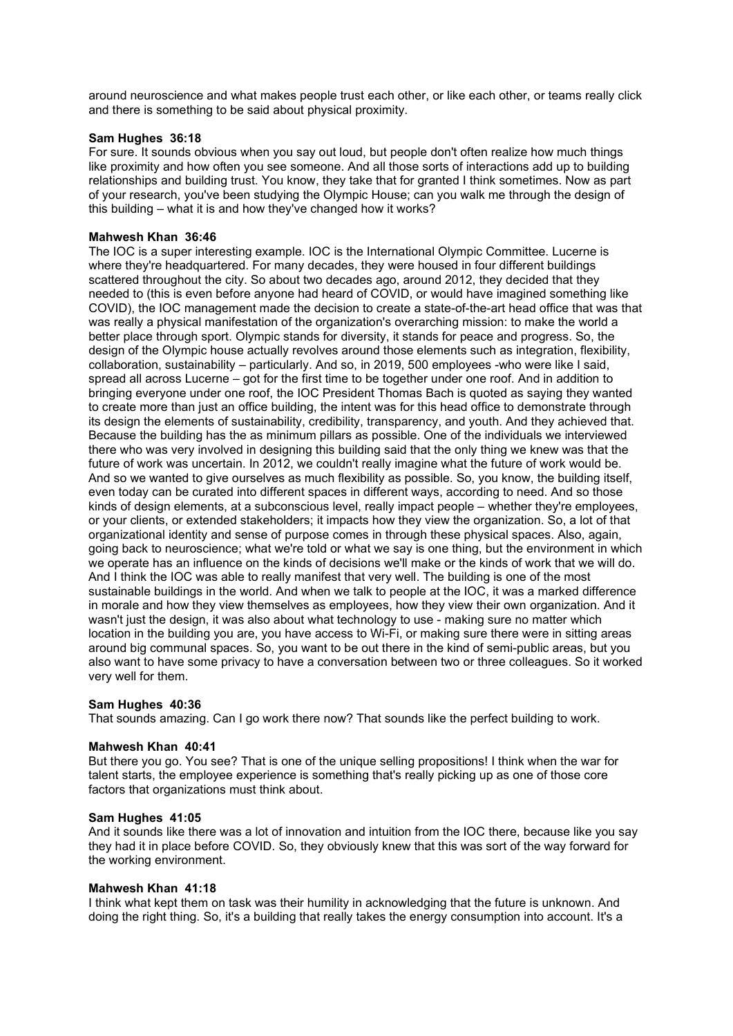around neuroscience and what makes people trust each other, or like each other, or teams really click and there is something to be said about physical proximity.

**Sam Hughes 36:18**
For sure. It sounds obvious when you say out loud, but people don't often realize how much things like proximity and how often you see someone. And all those sorts of interactions add up to building relationships and building trust. You know, they take that for granted I think sometimes. Now as part of your research, you've been studying the Olympic House; can you walk me through the design of this building – what it is and how they've changed how it works?

**Mahwesh Khan 36:46**
The IOC is a super interesting example. IOC is the International Olympic Committee. Lucerne is where they're headquartered. For many decades, they were housed in four different buildings scattered throughout the city. So about two decades ago, around 2012, they decided that they needed to (this is even before anyone had heard of COVID, or would have imagined something like COVID), the IOC management made the decision to create a state-of-the-art head office that was that was really a physical manifestation of the organization's overarching mission: to make the world a better place through sport. Olympic stands for diversity, it stands for peace and progress. So, the design of the Olympic house actually revolves around those elements such as integration, flexibility, collaboration, sustainability – particularly. And so, in 2019, 500 employees -who were like I said, spread all across Lucerne – got for the first time to be together under one roof. And in addition to bringing everyone under one roof, the IOC President Thomas Bach is quoted as saying they wanted to create more than just an office building, the intent was for this head office to demonstrate through its design the elements of sustainability, credibility, transparency, and youth. And they achieved that. Because the building has the as minimum pillars as possible. One of the individuals we interviewed there who was very involved in designing this building said that the only thing we knew was that the future of work was uncertain. In 2012, we couldn't really imagine what the future of work would be. And so we wanted to give ourselves as much flexibility as possible. So, you know, the building itself, even today can be curated into different spaces in different ways, according to need. And so those kinds of design elements, at a subconscious level, really impact people – whether they're employees, or your clients, or extended stakeholders; it impacts how they view the organization. So, a lot of that organizational identity and sense of purpose comes in through these physical spaces. Also, again, going back to neuroscience; what we're told or what we say is one thing, but the environment in which we operate has an influence on the kinds of decisions we'll make or the kinds of work that we will do. And I think the IOC was able to really manifest that very well. The building is one of the most sustainable buildings in the world. And when we talk to people at the IOC, it was a marked difference in morale and how they view themselves as employees, how they view their own organization. And it wasn't just the design, it was also about what technology to use - making sure no matter which location in the building you are, you have access to Wi-Fi, or making sure there were in sitting areas around big communal spaces. So, you want to be out there in the kind of semi-public areas, but you also want to have some privacy to have a conversation between two or three colleagues. So it worked very well for them.

**Sam Hughes 40:36**
That sounds amazing. Can I go work there now? That sounds like the perfect building to work.

**Mahwesh Khan 40:41**
But there you go. You see? That is one of the unique selling propositions! I think when the war for talent starts, the employee experience is something that's really picking up as one of those core factors that organizations must think about.

**Sam Hughes 41:05**
And it sounds like there was a lot of innovation and intuition from the IOC there, because like you say they had it in place before COVID. So, they obviously knew that this was sort of the way forward for the working environment.

**Mahwesh Khan 41:18**
I think what kept them on task was their humility in acknowledging that the future is unknown. And doing the right thing. So, it's a building that really takes the energy consumption into account. It's a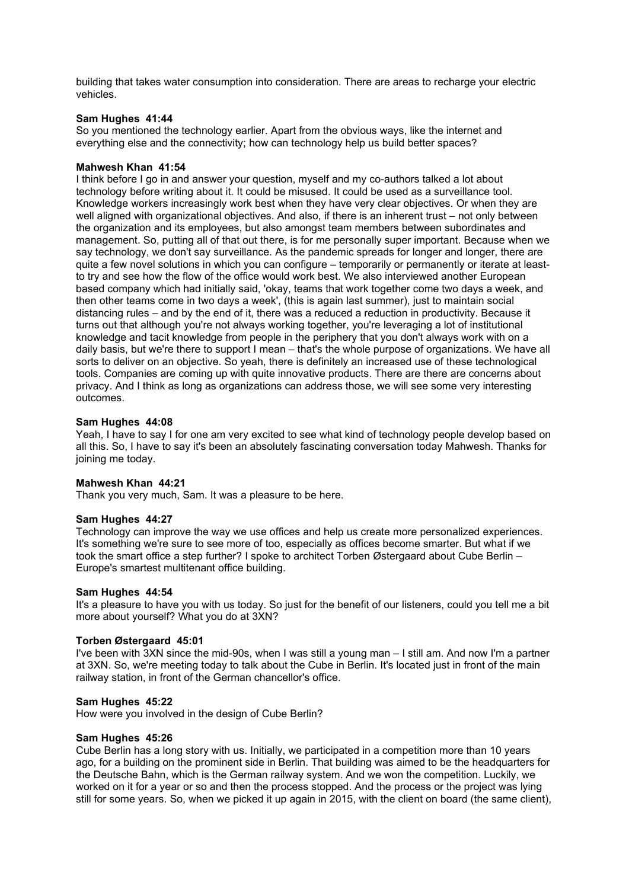building that takes water consumption into consideration. There are areas to recharge your electric vehicles.

**Sam Hughes 41:44**
So you mentioned the technology earlier. Apart from the obvious ways, like the internet and everything else and the connectivity; how can technology help us build better spaces?

**Mahwesh Khan 41:54**
I think before I go in and answer your question, myself and my co-authors talked a lot about technology before writing about it. It could be misused. It could be used as a surveillance tool. Knowledge workers increasingly work best when they have very clear objectives. Or when they are well aligned with organizational objectives. And also, if there is an inherent trust – not only between the organization and its employees, but also amongst team members between subordinates and management. So, putting all of that out there, is for me personally super important. Because when we say technology, we don't say surveillance. As the pandemic spreads for longer and longer, there are quite a few novel solutions in which you can configure – temporarily or permanently or iterate at least- to try and see how the flow of the office would work best. We also interviewed another European based company which had initially said, 'okay, teams that work together come two days a week, and then other teams come in two days a week', (this is again last summer), just to maintain social distancing rules – and by the end of it, there was a reduced a reduction in productivity. Because it turns out that although you're not always working together, you're leveraging a lot of institutional knowledge and tacit knowledge from people in the periphery that you don't always work with on a daily basis, but we're there to support I mean – that's the whole purpose of organizations. We have all sorts to deliver on an objective. So yeah, there is definitely an increased use of these technological tools. Companies are coming up with quite innovative products. There are there are concerns about privacy. And I think as long as organizations can address those, we will see some very interesting outcomes.

**Sam Hughes 44:08**
Yeah, I have to say I for one am very excited to see what kind of technology people develop based on all this. So, I have to say it's been an absolutely fascinating conversation today Mahwesh. Thanks for joining me today.

**Mahwesh Khan 44:21**
Thank you very much, Sam. It was a pleasure to be here.

**Sam Hughes 44:27**
Technology can improve the way we use offices and help us create more personalized experiences. It's something we're sure to see more of too, especially as offices become smarter. But what if we took the smart office a step further? I spoke to architect Torben Østergaard about Cube Berlin – Europe's smartest multitenant office building.

**Sam Hughes 44:54**
It's a pleasure to have you with us today. So just for the benefit of our listeners, could you tell me a bit more about yourself? What you do at 3XN?

**Torben Østergaard 45:01**
I've been with 3XN since the mid-90s, when I was still a young man – I still am. And now I'm a partner at 3XN. So, we're meeting today to talk about the Cube in Berlin. It's located just in front of the main railway station, in front of the German chancellor's office.

**Sam Hughes 45:22**
How were you involved in the design of Cube Berlin?

**Sam Hughes 45:26**
Cube Berlin has a long story with us. Initially, we participated in a competition more than 10 years ago, for a building on the prominent side in Berlin. That building was aimed to be the headquarters for the Deutsche Bahn, which is the German railway system. And we won the competition. Luckily, we worked on it for a year or so and then the process stopped. And the process or the project was lying still for some years. So, when we picked it up again in 2015, with the client on board (the same client),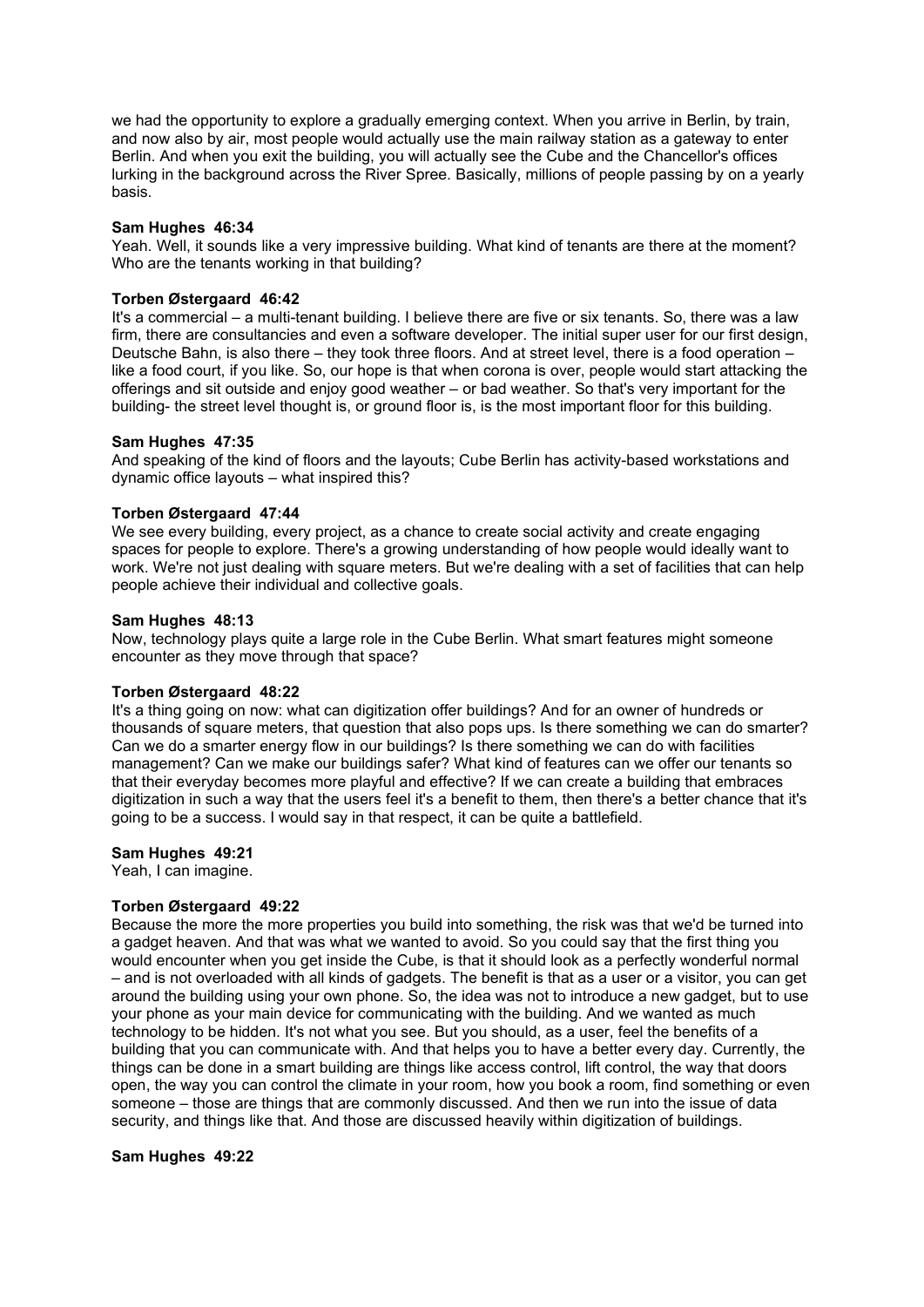we had the opportunity to explore a gradually emerging context. When you arrive in Berlin, by train, and now also by air, most people would actually use the main railway station as a gateway to enter Berlin. And when you exit the building, you will actually see the Cube and the Chancellor's offices lurking in the background across the River Spree. Basically, millions of people passing by on a yearly basis.

**Sam Hughes 46:34**
Yeah. Well, it sounds like a very impressive building. What kind of tenants are there at the moment? Who are the tenants working in that building?

**Torben Østergaard 46:42**
It's a commercial – a multi-tenant building. I believe there are five or six tenants. So, there was a law firm, there are consultancies and even a software developer. The initial super user for our first design, Deutsche Bahn, is also there – they took three floors. And at street level, there is a food operation – like a food court, if you like. So, our hope is that when corona is over, people would start attacking the offerings and sit outside and enjoy good weather – or bad weather. So that's very important for the building- the street level thought is, or ground floor is, is the most important floor for this building.

**Sam Hughes 47:35**
And speaking of the kind of floors and the layouts; Cube Berlin has activity-based workstations and dynamic office layouts – what inspired this?

**Torben Østergaard 47:44**
We see every building, every project, as a chance to create social activity and create engaging spaces for people to explore. There's a growing understanding of how people would ideally want to work. We're not just dealing with square meters. But we're dealing with a set of facilities that can help people achieve their individual and collective goals.

**Sam Hughes 48:13**
Now, technology plays quite a large role in the Cube Berlin. What smart features might someone encounter as they move through that space?

**Torben Østergaard 48:22**
It's a thing going on now: what can digitization offer buildings? And for an owner of hundreds or thousands of square meters, that question that also pops ups. Is there something we can do smarter? Can we do a smarter energy flow in our buildings? Is there something we can do with facilities management? Can we make our buildings safer? What kind of features can we offer our tenants so that their everyday becomes more playful and effective? If we can create a building that embraces digitization in such a way that the users feel it's a benefit to them, then there's a better chance that it's going to be a success. I would say in that respect, it can be quite a battlefield.

**Sam Hughes 49:21**
Yeah, I can imagine.

**Torben Østergaard 49:22**
Because the more the more properties you build into something, the risk was that we'd be turned into a gadget heaven. And that was what we wanted to avoid. So you could say that the first thing you would encounter when you get inside the Cube, is that it should look as a perfectly wonderful normal – and is not overloaded with all kinds of gadgets. The benefit is that as a user or a visitor, you can get around the building using your own phone. So, the idea was not to introduce a new gadget, but to use your phone as your main device for communicating with the building. And we wanted as much technology to be hidden. It's not what you see. But you should, as a user, feel the benefits of a building that you can communicate with. And that helps you to have a better every day. Currently, the things can be done in a smart building are things like access control, lift control, the way that doors open, the way you can control the climate in your room, how you book a room, find something or even someone – those are things that are commonly discussed. And then we run into the issue of data security, and things like that. And those are discussed heavily within digitization of buildings.

**Sam Hughes 49:22**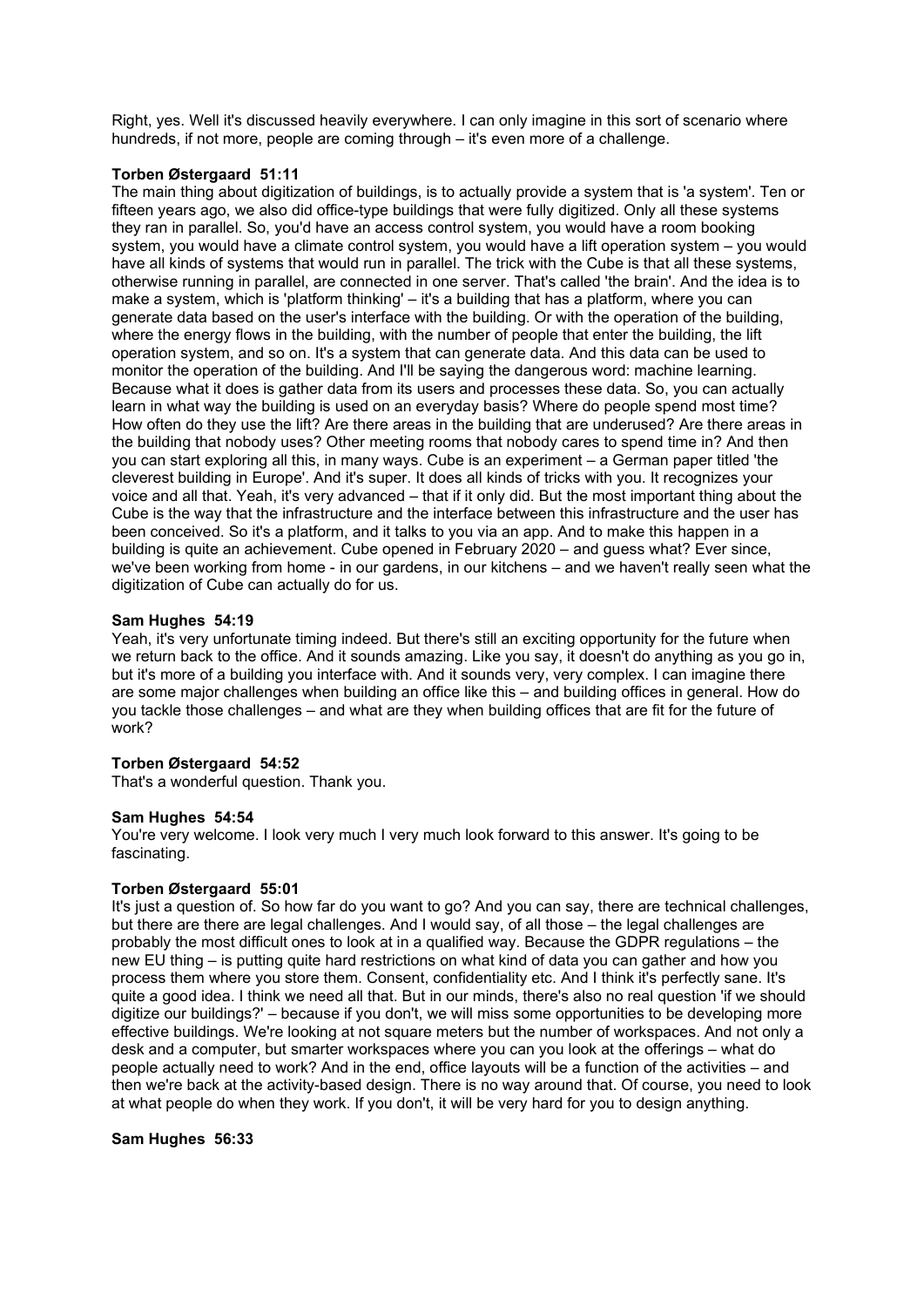Right, yes. Well it's discussed heavily everywhere. I can only imagine in this sort of scenario where hundreds, if not more, people are coming through – it's even more of a challenge.

**Torben Østergaard 51:11**
The main thing about digitization of buildings, is to actually provide a system that is 'a system'. Ten or fifteen years ago, we also did office-type buildings that were fully digitized. Only all these systems they ran in parallel. So, you'd have an access control system, you would have a room booking system, you would have a climate control system, you would have a lift operation system – you would have all kinds of systems that would run in parallel. The trick with the Cube is that all these systems, otherwise running in parallel, are connected in one server. That's called 'the brain'. And the idea is to make a system, which is 'platform thinking' – it's a building that has a platform, where you can generate data based on the user's interface with the building. Or with the operation of the building, where the energy flows in the building, with the number of people that enter the building, the lift operation system, and so on. It's a system that can generate data. And this data can be used to monitor the operation of the building. And I'll be saying the dangerous word: machine learning. Because what it does is gather data from its users and processes these data. So, you can actually learn in what way the building is used on an everyday basis? Where do people spend most time? How often do they use the lift? Are there areas in the building that are underused? Are there areas in the building that nobody uses? Other meeting rooms that nobody cares to spend time in? And then you can start exploring all this, in many ways. Cube is an experiment – a German paper titled 'the cleverest building in Europe'. And it's super. It does all kinds of tricks with you. It recognizes your voice and all that. Yeah, it's very advanced – that if it only did. But the most important thing about the Cube is the way that the infrastructure and the interface between this infrastructure and the user has been conceived. So it's a platform, and it talks to you via an app. And to make this happen in a building is quite an achievement. Cube opened in February 2020 – and guess what? Ever since, we've been working from home - in our gardens, in our kitchens – and we haven't really seen what the digitization of Cube can actually do for us.

**Sam Hughes 54:19**
Yeah, it's very unfortunate timing indeed. But there's still an exciting opportunity for the future when we return back to the office. And it sounds amazing. Like you say, it doesn't do anything as you go in, but it's more of a building you interface with. And it sounds very, very complex. I can imagine there are some major challenges when building an office like this – and building offices in general. How do you tackle those challenges – and what are they when building offices that are fit for the future of work?

**Torben Østergaard 54:52**
That's a wonderful question. Thank you.

**Sam Hughes 54:54**
You're very welcome. I look very much I very much look forward to this answer. It's going to be fascinating.

**Torben Østergaard 55:01**
It's just a question of. So how far do you want to go? And you can say, there are technical challenges, but there are there are legal challenges. And I would say, of all those – the legal challenges are probably the most difficult ones to look at in a qualified way. Because the GDPR regulations – the new EU thing – is putting quite hard restrictions on what kind of data you can gather and how you process them where you store them. Consent, confidentiality etc. And I think it's perfectly sane. It's quite a good idea. I think we need all that. But in our minds, there's also no real question 'if we should digitize our buildings?' – because if you don't, we will miss some opportunities to be developing more effective buildings. We're looking at not square meters but the number of workspaces. And not only a desk and a computer, but smarter workspaces where you can you look at the offerings – what do people actually need to work? And in the end, office layouts will be a function of the activities – and then we're back at the activity-based design. There is no way around that. Of course, you need to look at what people do when they work. If you don't, it will be very hard for you to design anything.

**Sam Hughes 56:33**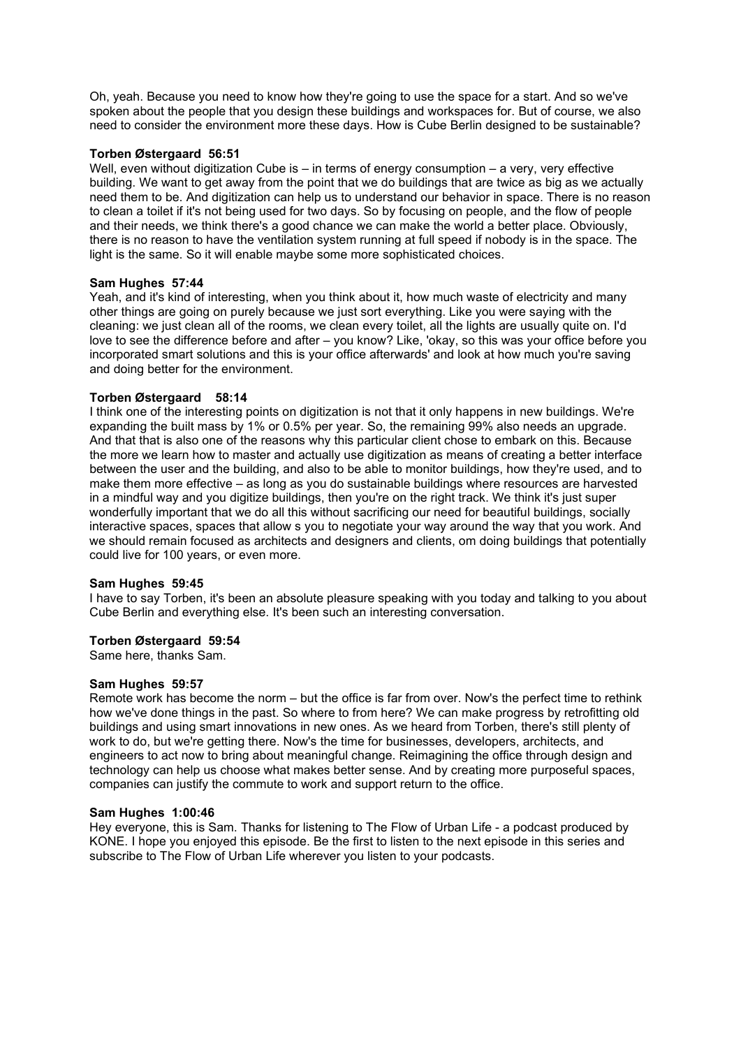Oh, yeah. Because you need to know how they're going to use the space for a start. And so we've spoken about the people that you design these buildings and workspaces for. But of course, we also need to consider the environment more these days. How is Cube Berlin designed to be sustainable?

**Torben Østergaard 56:51**
Well, even without digitization Cube is – in terms of energy consumption – a very, very effective building. We want to get away from the point that we do buildings that are twice as big as we actually need them to be. And digitization can help us to understand our behavior in space. There is no reason to clean a toilet if it's not being used for two days. So by focusing on people, and the flow of people and their needs, we think there's a good chance we can make the world a better place. Obviously, there is no reason to have the ventilation system running at full speed if nobody is in the space. The light is the same. So it will enable maybe some more sophisticated choices.

**Sam Hughes 57:44**
Yeah, and it's kind of interesting, when you think about it, how much waste of electricity and many other things are going on purely because we just sort everything. Like you were saying with the cleaning: we just clean all of the rooms, we clean every toilet, all the lights are usually quite on. I'd love to see the difference before and after – you know? Like, 'okay, so this was your office before you incorporated smart solutions and this is your office afterwards' and look at how much you're saving and doing better for the environment.

**Torben Østergaard 58:14**
I think one of the interesting points on digitization is not that it only happens in new buildings. We're expanding the built mass by 1% or 0.5% per year. So, the remaining 99% also needs an upgrade. And that that is also one of the reasons why this particular client chose to embark on this. Because the more we learn how to master and actually use digitization as means of creating a better interface between the user and the building, and also to be able to monitor buildings, how they're used, and to make them more effective – as long as you do sustainable buildings where resources are harvested in a mindful way and you digitize buildings, then you're on the right track. We think it's just super wonderfully important that we do all this without sacrificing our need for beautiful buildings, socially interactive spaces, spaces that allow s you to negotiate your way around the way that you work. And we should remain focused as architects and designers and clients, om doing buildings that potentially could live for 100 years, or even more.

**Sam Hughes 59:45**
I have to say Torben, it's been an absolute pleasure speaking with you today and talking to you about Cube Berlin and everything else. It's been such an interesting conversation.

**Torben Østergaard 59:54**
Same here, thanks Sam.

**Sam Hughes 59:57**
Remote work has become the norm – but the office is far from over. Now's the perfect time to rethink how we've done things in the past. So where to from here? We can make progress by retrofitting old buildings and using smart innovations in new ones. As we heard from Torben, there's still plenty of work to do, but we're getting there. Now's the time for businesses, developers, architects, and engineers to act now to bring about meaningful change. Reimagining the office through design and technology can help us choose what makes better sense. And by creating more purposeful spaces, companies can justify the commute to work and support return to the office.

**Sam Hughes 1:00:46**
Hey everyone, this is Sam. Thanks for listening to The Flow of Urban Life - a podcast produced by KONE. I hope you enjoyed this episode. Be the first to listen to the next episode in this series and subscribe to The Flow of Urban Life wherever you listen to your podcasts.